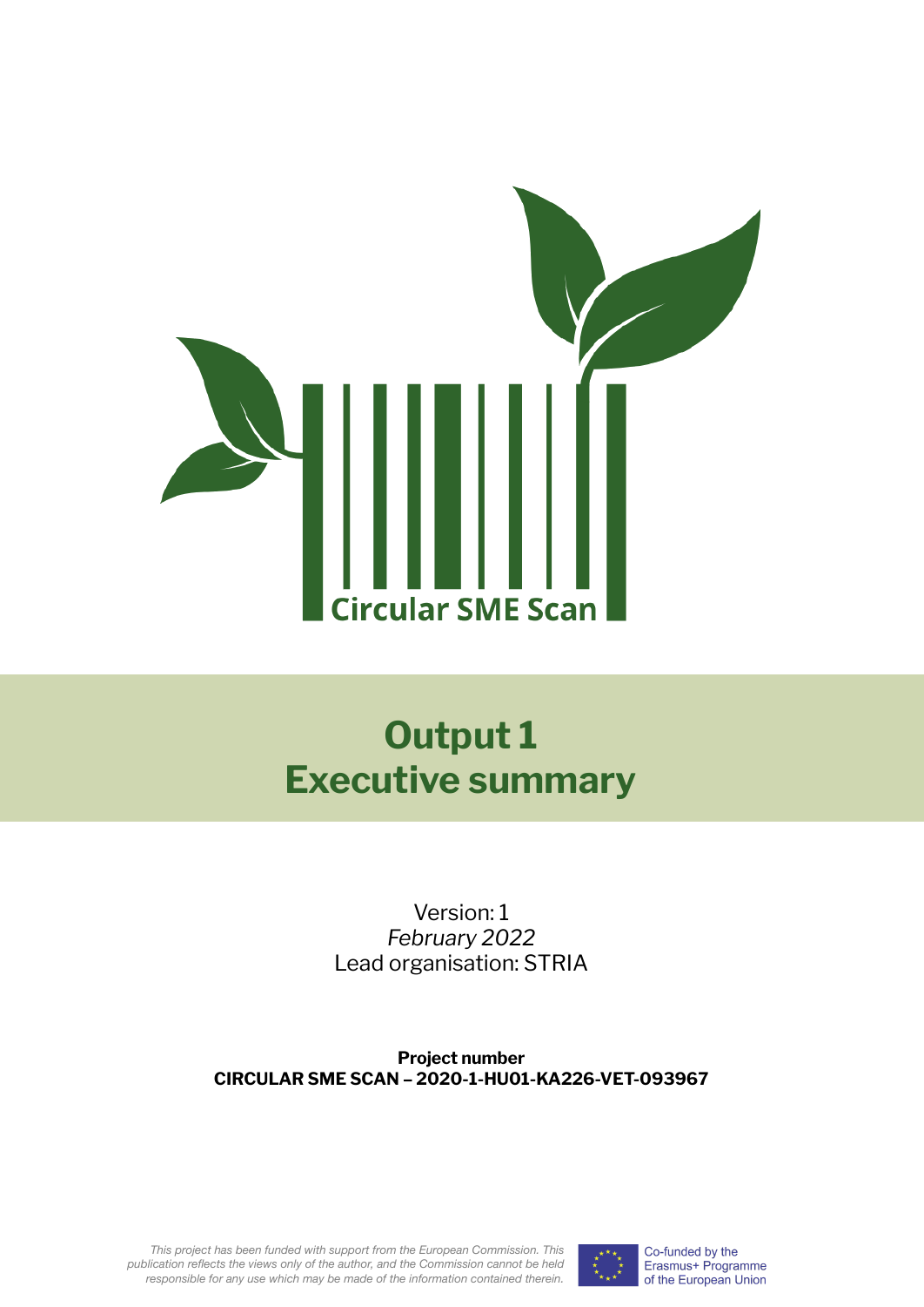Circular SME Scan

# Output 1
# Executive summary

Version: 1

*February 2022*

Lead organisation: STRIA

**Project number**

**CIRCULAR SME SCAN – 2020-1-HU01-KA226-VET-093967**

*This project has been funded with support from the European Commission. This publication reflects the views only of the author, and the Commission cannot be held responsible for any use which may be made of the information contained therein.*

Co-funded by the Erasmus+ Programme of the European Union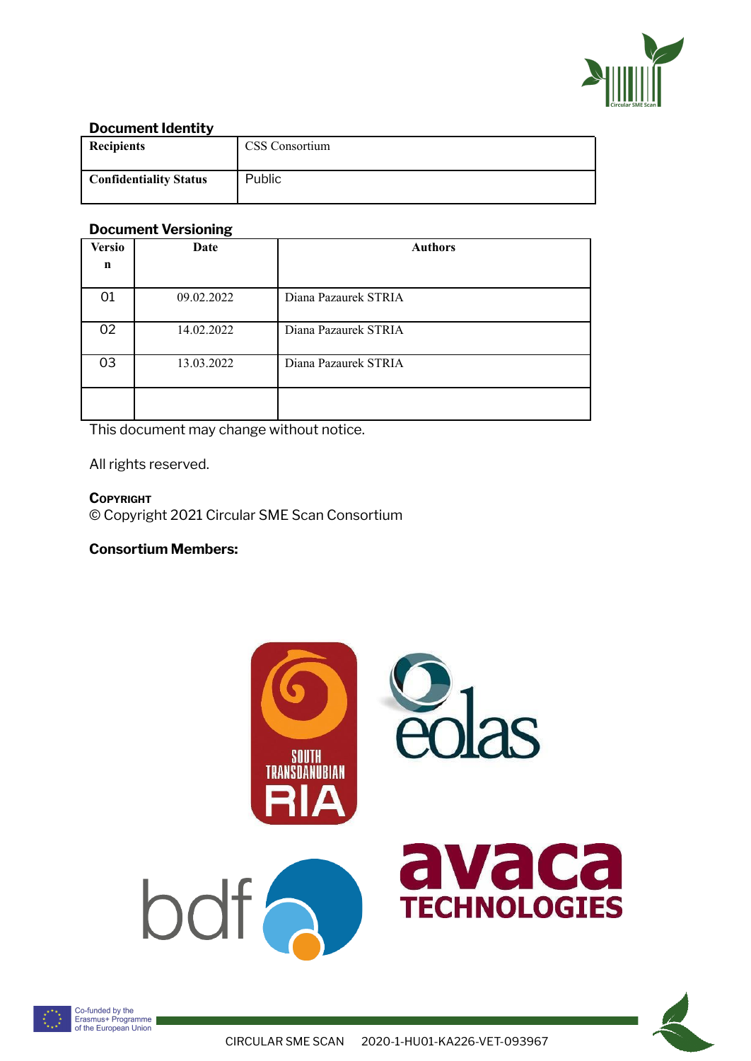**Document Identity**

| Recipients | CSS Consortium |
|---|---|
| Confidentiality Status | Public |

**Document Versioning**

| Version | Date | Authors |
|---|---|---|
| 01 | 09.02.2022 | Diana Pazaurek STRIA |
| 02 | 14.02.2022 | Diana Pazaurek STRIA |
| 03 | 13.03.2022 | Diana Pazaurek STRIA |
| | | |

This document may change without notice.

All rights reserved.

**COPYRIGHT**

© Copyright 2021 Circular SME Scan Consortium

**Consortium Members:**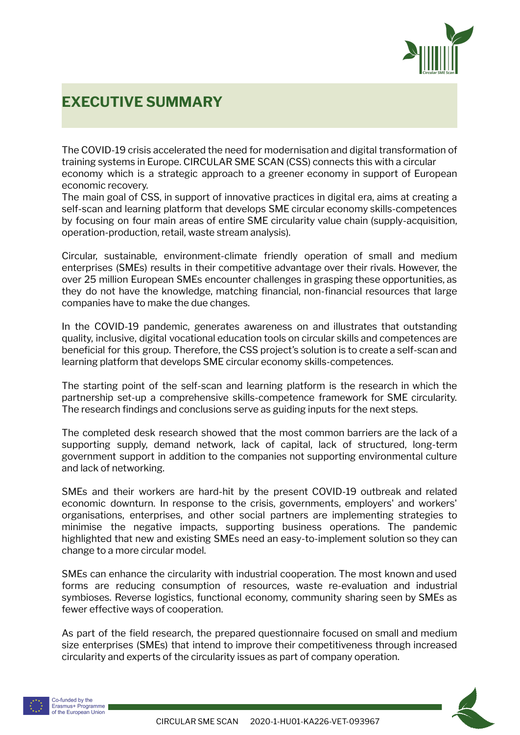# EXECUTIVE SUMMARY

The COVID-19 crisis accelerated the need for modernisation and digital transformation of training systems in Europe. CIRCULAR SME SCAN (CSS) connects this with a circular economy which is a strategic approach to a greener economy in support of European economic recovery.
The main goal of CSS, in support of innovative practices in digital era, aims at creating a self-scan and learning platform that develops SME circular economy skills-competences by focusing on four main areas of entire SME circularity value chain (supply-acquisition, operation-production, retail, waste stream analysis).

Circular, sustainable, environment-climate friendly operation of small and medium enterprises (SMEs) results in their competitive advantage over their rivals. However, the over 25 million European SMEs encounter challenges in grasping these opportunities, as they do not have the knowledge, matching financial, non-financial resources that large companies have to make the due changes.

In the COVID-19 pandemic, generates awareness on and illustrates that outstanding quality, inclusive, digital vocational education tools on circular skills and competences are beneficial for this group. Therefore, the CSS project's solution is to create a self-scan and learning platform that develops SME circular economy skills-competences.

The starting point of the self-scan and learning platform is the research in which the partnership set-up a comprehensive skills-competence framework for SME circularity. The research findings and conclusions serve as guiding inputs for the next steps.

The completed desk research showed that the most common barriers are the lack of a supporting supply, demand network, lack of capital, lack of structured, long-term government support in addition to the companies not supporting environmental culture and lack of networking.

SMEs and their workers are hard-hit by the present COVID-19 outbreak and related economic downturn. In response to the crisis, governments, employers' and workers' organisations, enterprises, and other social partners are implementing strategies to minimise the negative impacts, supporting business operations. The pandemic highlighted that new and existing SMEs need an easy-to-implement solution so they can change to a more circular model.

SMEs can enhance the circularity with industrial cooperation. The most known and used forms are reducing consumption of resources, waste re-evaluation and industrial symbioses. Reverse logistics, functional economy, community sharing seen by SMEs as fewer effective ways of cooperation.

As part of the field research, the prepared questionnaire focused on small and medium size enterprises (SMEs) that intend to improve their competitiveness through increased circularity and experts of the circularity issues as part of company operation.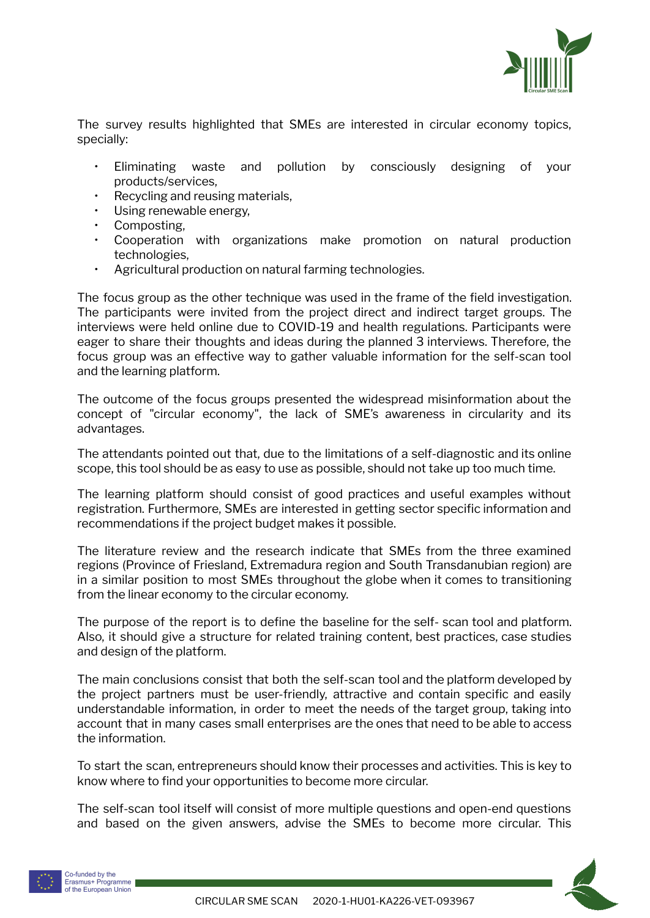The survey results highlighted that SMEs are interested in circular economy topics, specially:

- Eliminating waste and pollution by consciously designing of your products/services,
- Recycling and reusing materials,
- Using renewable energy,
- Composting,
- Cooperation with organizations make promotion on natural production technologies,
- Agricultural production on natural farming technologies.

The focus group as the other technique was used in the frame of the field investigation. The participants were invited from the project direct and indirect target groups. The interviews were held online due to COVID-19 and health regulations. Participants were eager to share their thoughts and ideas during the planned 3 interviews. Therefore, the focus group was an effective way to gather valuable information for the self-scan tool and the learning platform.

The outcome of the focus groups presented the widespread misinformation about the concept of "circular economy", the lack of SME's awareness in circularity and its advantages.

The attendants pointed out that, due to the limitations of a self-diagnostic and its online scope, this tool should be as easy to use as possible, should not take up too much time.

The learning platform should consist of good practices and useful examples without registration. Furthermore, SMEs are interested in getting sector specific information and recommendations if the project budget makes it possible.

The literature review and the research indicate that SMEs from the three examined regions (Province of Friesland, Extremadura region and South Transdanubian region) are in a similar position to most SMEs throughout the globe when it comes to transitioning from the linear economy to the circular economy.

The purpose of the report is to define the baseline for the self- scan tool and platform. Also, it should give a structure for related training content, best practices, case studies and design of the platform.

The main conclusions consist that both the self-scan tool and the platform developed by the project partners must be user-friendly, attractive and contain specific and easily understandable information, in order to meet the needs of the target group, taking into account that in many cases small enterprises are the ones that need to be able to access the information.

To start the scan, entrepreneurs should know their processes and activities. This is key to know where to find your opportunities to become more circular.

The self-scan tool itself will consist of more multiple questions and open-end questions and based on the given answers, advise the SMEs to become more circular. This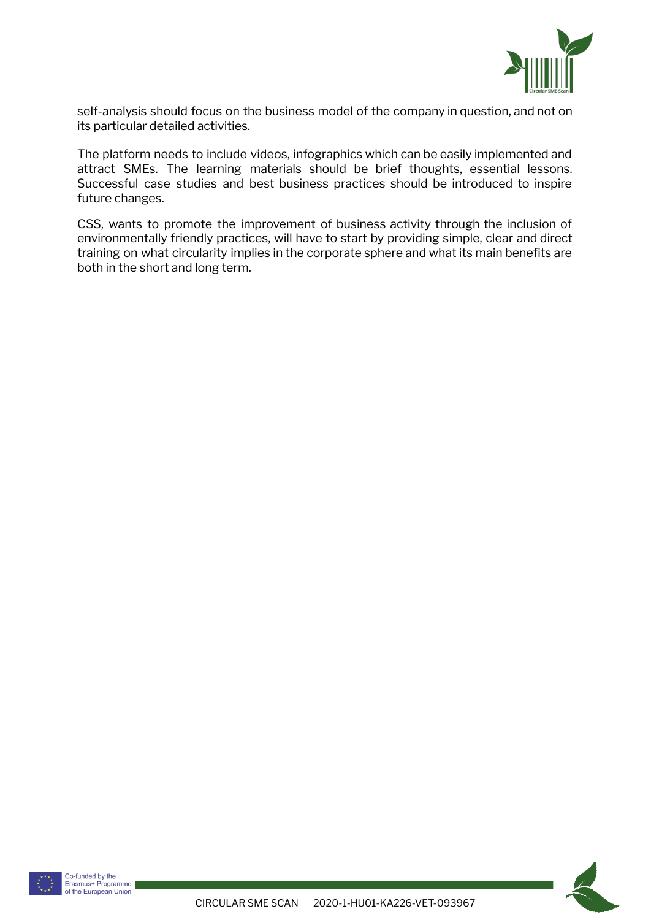self-analysis should focus on the business model of the company in question, and not on its particular detailed activities.

The platform needs to include videos, infographics which can be easily implemented and attract SMEs. The learning materials should be brief thoughts, essential lessons. Successful case studies and best business practices should be introduced to inspire future changes.

CSS, wants to promote the improvement of business activity through the inclusion of environmentally friendly practices, will have to start by providing simple, clear and direct training on what circularity implies in the corporate sphere and what its main benefits are both in the short and long term.